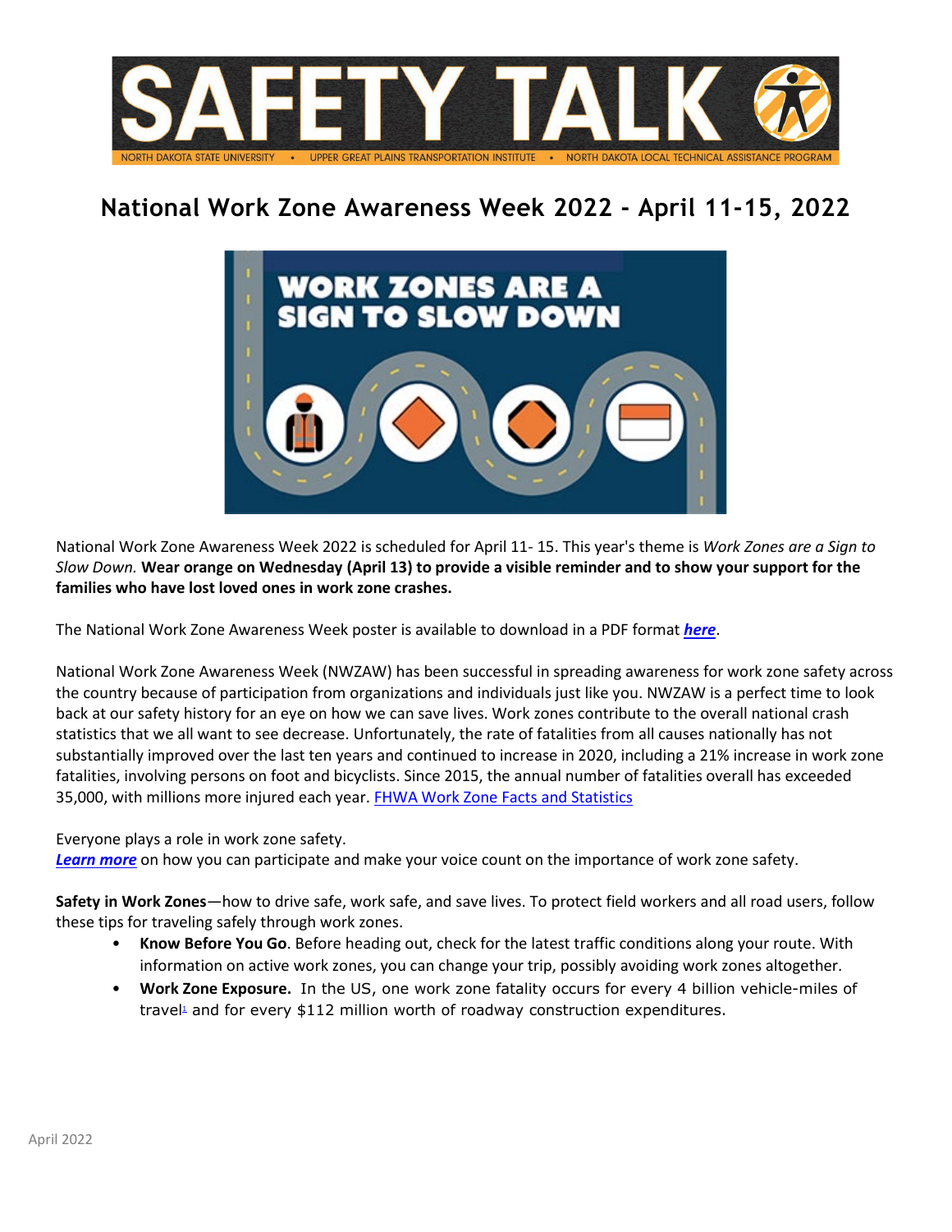# SAFETY TALK

NORTH DAKOTA STATE UNIVERSITY • UPPER GREAT PLAINS TRANSPORTATION INSTITUTE • NORTH DAKOTA LOCAL TECHNICAL ASSISTANCE PROGRAM

## National Work Zone Awareness Week 2022 - April 11-15, 2022

National Work Zone Awareness Week 2022 is scheduled for April 11- 15. This year's theme is *Work Zones are a Sign to Slow Down.* **Wear orange on Wednesday (April 13) to provide a visible reminder and to show your support for the families who have lost loved ones in work zone crashes.**

The National Work Zone Awareness Week poster is available to download in a PDF format ***here***.

National Work Zone Awareness Week (NWZAW) has been successful in spreading awareness for work zone safety across the country because of participation from organizations and individuals just like you. NWZAW is a perfect time to look back at our safety history for an eye on how we can save lives. Work zones contribute to the overall national crash statistics that we all want to see decrease. Unfortunately, the rate of fatalities from all causes nationally has not substantially improved over the last ten years and continued to increase in 2020, including a 21% increase in work zone fatalities, involving persons on foot and bicyclists. Since 2015, the annual number of fatalities overall has exceeded 35,000, with millions more injured each year. FHWA Work Zone Facts and Statistics

Everyone plays a role in work zone safety.
***Learn more*** on how you can participate and make your voice count on the importance of work zone safety.

**Safety in Work Zones**—how to drive safe, work safe, and save lives. To protect field workers and all road users, follow these tips for traveling safely through work zones.

- **Know Before You Go**. Before heading out, check for the latest traffic conditions along your route. With information on active work zones, you can change your trip, possibly avoiding work zones altogether.
- **Work Zone Exposure.** In the US, one work zone fatality occurs for every 4 billion vehicle-miles of travel[1] and for every $112 million worth of roadway construction expenditures.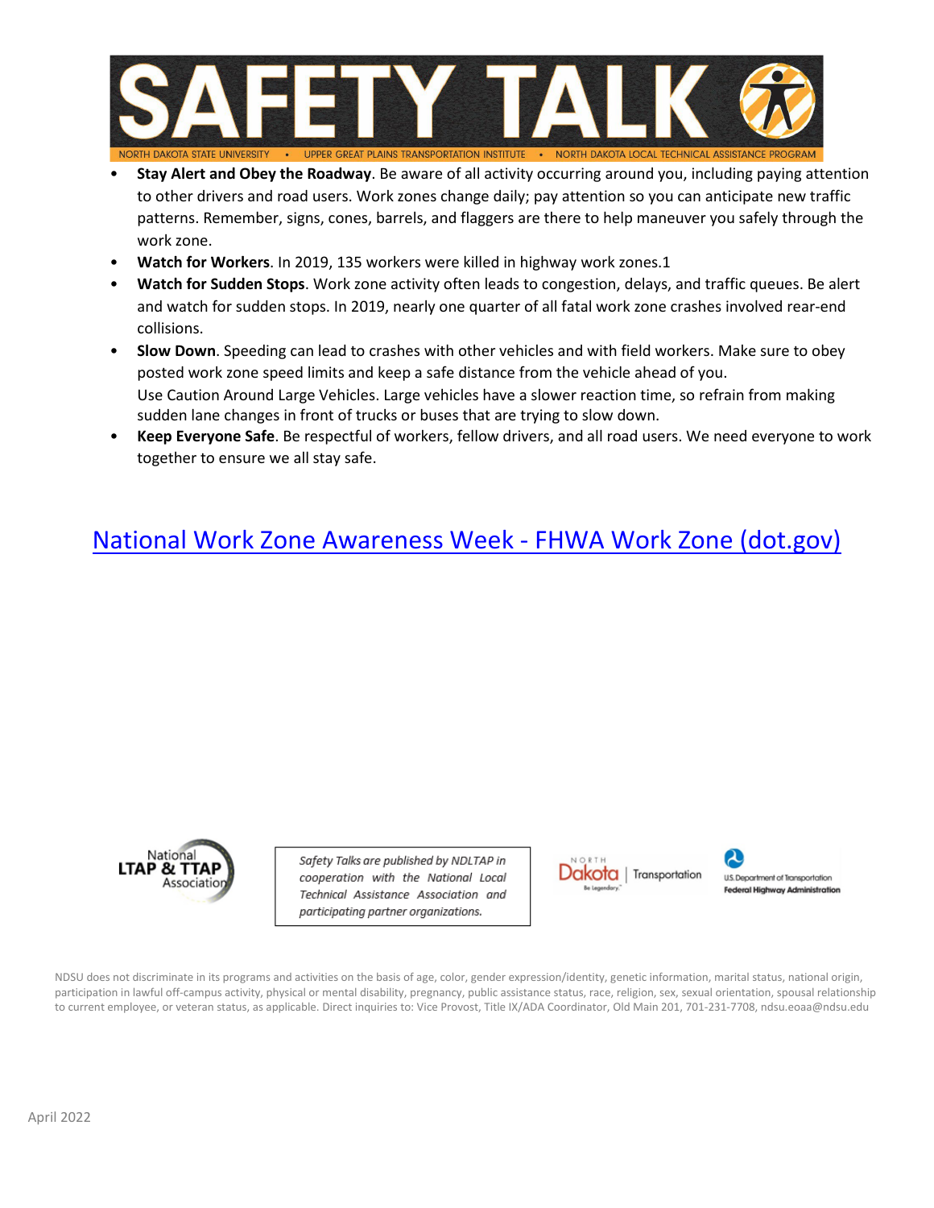- **Stay Alert and Obey the Roadway**. Be aware of all activity occurring around you, including paying attention to other drivers and road users. Work zones change daily; pay attention so you can anticipate new traffic patterns. Remember, signs, cones, barrels, and flaggers are there to help maneuver you safely through the work zone.
- **Watch for Workers**. In 2019, 135 workers were killed in highway work zones.1
- **Watch for Sudden Stops**. Work zone activity often leads to congestion, delays, and traffic queues. Be alert and watch for sudden stops. In 2019, nearly one quarter of all fatal work zone crashes involved rear-end collisions.
- **Slow Down**. Speeding can lead to crashes with other vehicles and with field workers. Make sure to obey posted work zone speed limits and keep a safe distance from the vehicle ahead of you.
  Use Caution Around Large Vehicles. Large vehicles have a slower reaction time, so refrain from making sudden lane changes in front of trucks or buses that are trying to slow down.
- **Keep Everyone Safe**. Be respectful of workers, fellow drivers, and all road users. We need everyone to work together to ensure we all stay safe.

## National Work Zone Awareness Week - FHWA Work Zone (dot.gov)

*Safety Talks are published by NDLTAP in cooperation with the National Local Technical Assistance Association and participating partner organizations.*

NDSU does not discriminate in its programs and activities on the basis of age, color, gender expression/identity, genetic information, marital status, national origin, participation in lawful off-campus activity, physical or mental disability, pregnancy, public assistance status, race, religion, sex, sexual orientation, spousal relationship to current employee, or veteran status, as applicable. Direct inquiries to: Vice Provost, Title IX/ADA Coordinator, Old Main 201, 701-231-7708, ndsu.eoaa@ndsu.edu

April 2022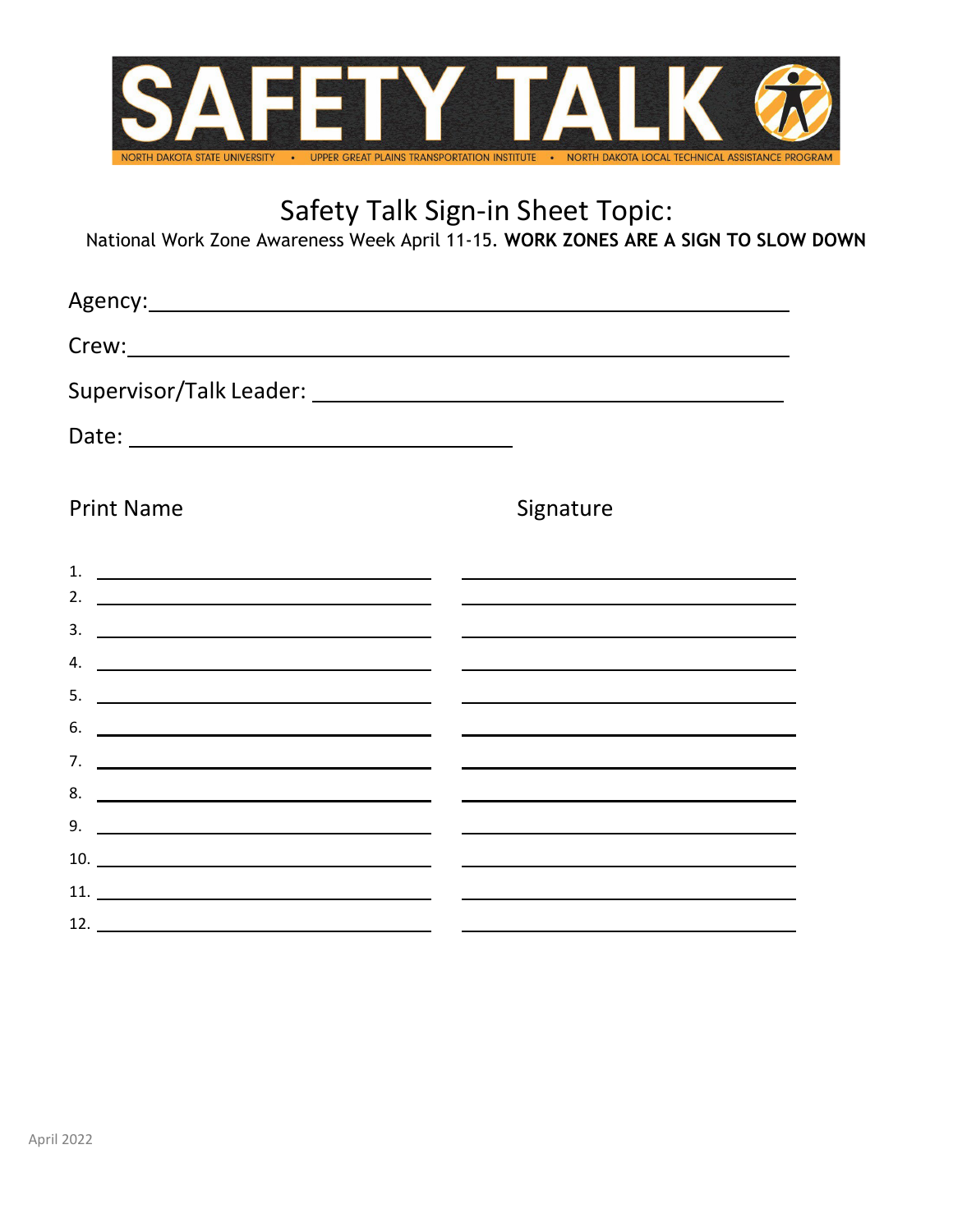# SAFETY TALK

NORTH DAKOTA STATE UNIVERSITY • UPPER GREAT PLAINS TRANSPORTATION INSTITUTE • NORTH DAKOTA LOCAL TECHNICAL ASSISTANCE PROGRAM

## Safety Talk Sign-in Sheet Topic:

National Work Zone Awareness Week April 11-15. **WORK ZONES ARE A SIGN TO SLOW DOWN**

Agency: ______________________________________________

Crew: ______________________________________________

Supervisor/Talk Leader: ______________________________________________

Date: ______________________

| Print Name | Signature |
|---|---|
| 1. | |
| 2. | |
| 3. | |
| 4. | |
| 5. | |
| 6. | |
| 7. | |
| 8. | |
| 9. | |
| 10. | |
| 11. | |
| 12. | |

April 2022